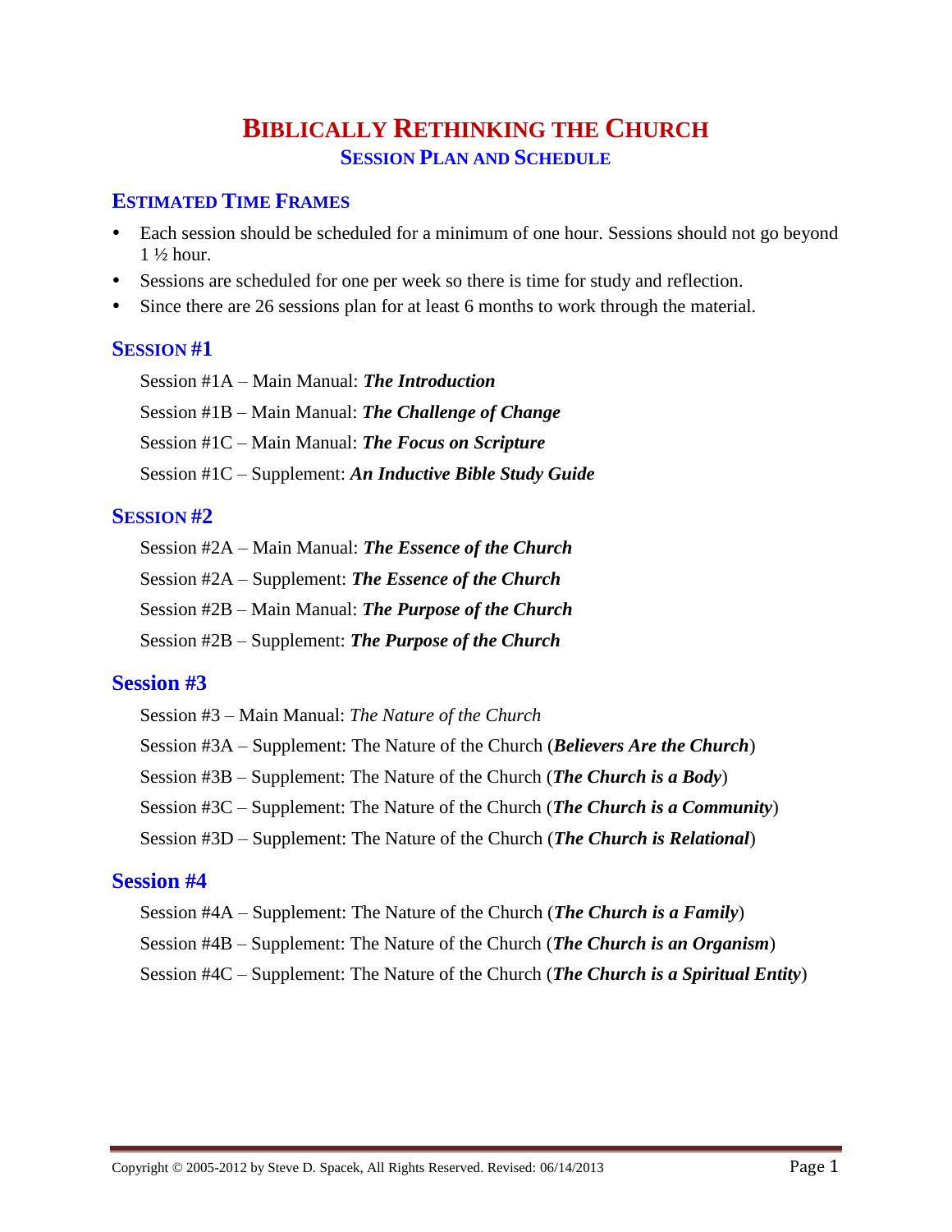# BIBLICALLY RETHINKING THE CHURCH

## SESSION PLAN AND SCHEDULE

### ESTIMATED TIME FRAMES

- Each session should be scheduled for a minimum of one hour. Sessions should not go beyond 1 ½ hour.
- Sessions are scheduled for one per week so there is time for study and reflection.
- Since there are 26 sessions plan for at least 6 months to work through the material.

### SESSION #1

Session #1A – Main Manual: ***The Introduction***

Session #1B – Main Manual: ***The Challenge of Change***

Session #1C – Main Manual: ***The Focus on Scripture***

Session #1C – Supplement: ***An Inductive Bible Study Guide***

### SESSION #2

Session #2A – Main Manual: ***The Essence of the Church***

Session #2A – Supplement: ***The Essence of the Church***

Session #2B – Main Manual: ***The Purpose of the Church***

Session #2B – Supplement: ***The Purpose of the Church***

### Session #3

Session #3 – Main Manual: *The Nature of the Church*

Session #3A – Supplement: The Nature of the Church (***Believers Are the Church***)

Session #3B – Supplement: The Nature of the Church (***The Church is a Body***)

Session #3C – Supplement: The Nature of the Church (***The Church is a Community***)

Session #3D – Supplement: The Nature of the Church (***The Church is Relational***)

### Session #4

Session #4A – Supplement: The Nature of the Church (***The Church is a Family***)

Session #4B – Supplement: The Nature of the Church (***The Church is an Organism***)

Session #4C – Supplement: The Nature of the Church (***The Church is a Spiritual Entity***)

Copyright © 2005-2012 by Steve D. Spacek, All Rights Reserved. Revised: 06/14/2013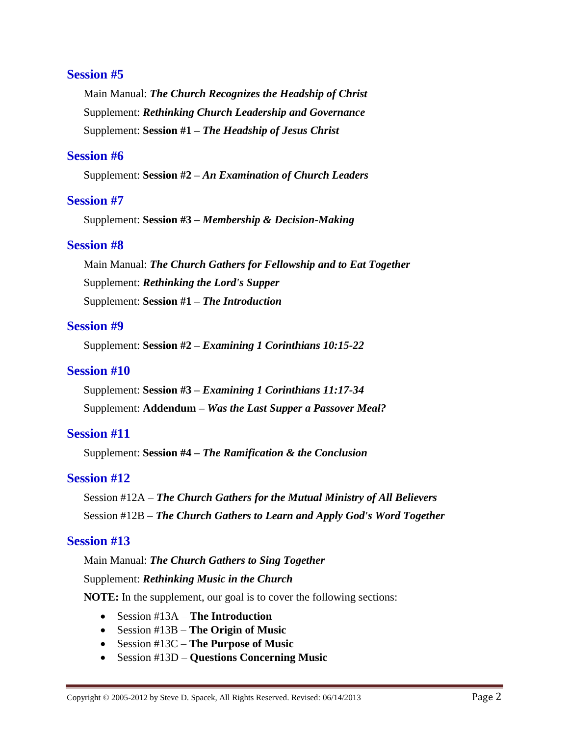## Session #5

Main Manual: ***The Church Recognizes the Headship of Christ***

Supplement: ***Rethinking Church Leadership and Governance***

Supplement: **Session #1 –** ***The Headship of Jesus Christ***

## Session #6

Supplement: **Session #2 –** ***An Examination of Church Leaders***

## Session #7

Supplement: **Session #3 –** ***Membership & Decision-Making***

## Session #8

Main Manual: ***The Church Gathers for Fellowship and to Eat Together***

Supplement: ***Rethinking the Lord's Supper***

Supplement: **Session #1 –** ***The Introduction***

## Session #9

Supplement: **Session #2 –** ***Examining 1 Corinthians 10:15-22***

## Session #10

Supplement: **Session #3 –** ***Examining 1 Corinthians 11:17-34***

Supplement: **Addendum –** ***Was the Last Supper a Passover Meal?***

## Session #11

Supplement: **Session #4 –** ***The Ramification & the Conclusion***

## Session #12

Session #12A – ***The Church Gathers for the Mutual Ministry of All Believers***

Session #12B – ***The Church Gathers to Learn and Apply God's Word Together***

## Session #13

Main Manual: ***The Church Gathers to Sing Together***

Supplement: ***Rethinking Music in the Church***

**NOTE:** In the supplement, our goal is to cover the following sections:

- Session #13A – **The Introduction**
- Session #13B – **The Origin of Music**
- Session #13C – **The Purpose of Music**
- Session #13D – **Questions Concerning Music**

Copyright © 2005-2012 by Steve D. Spacek, All Rights Reserved. Revised: 06/14/2013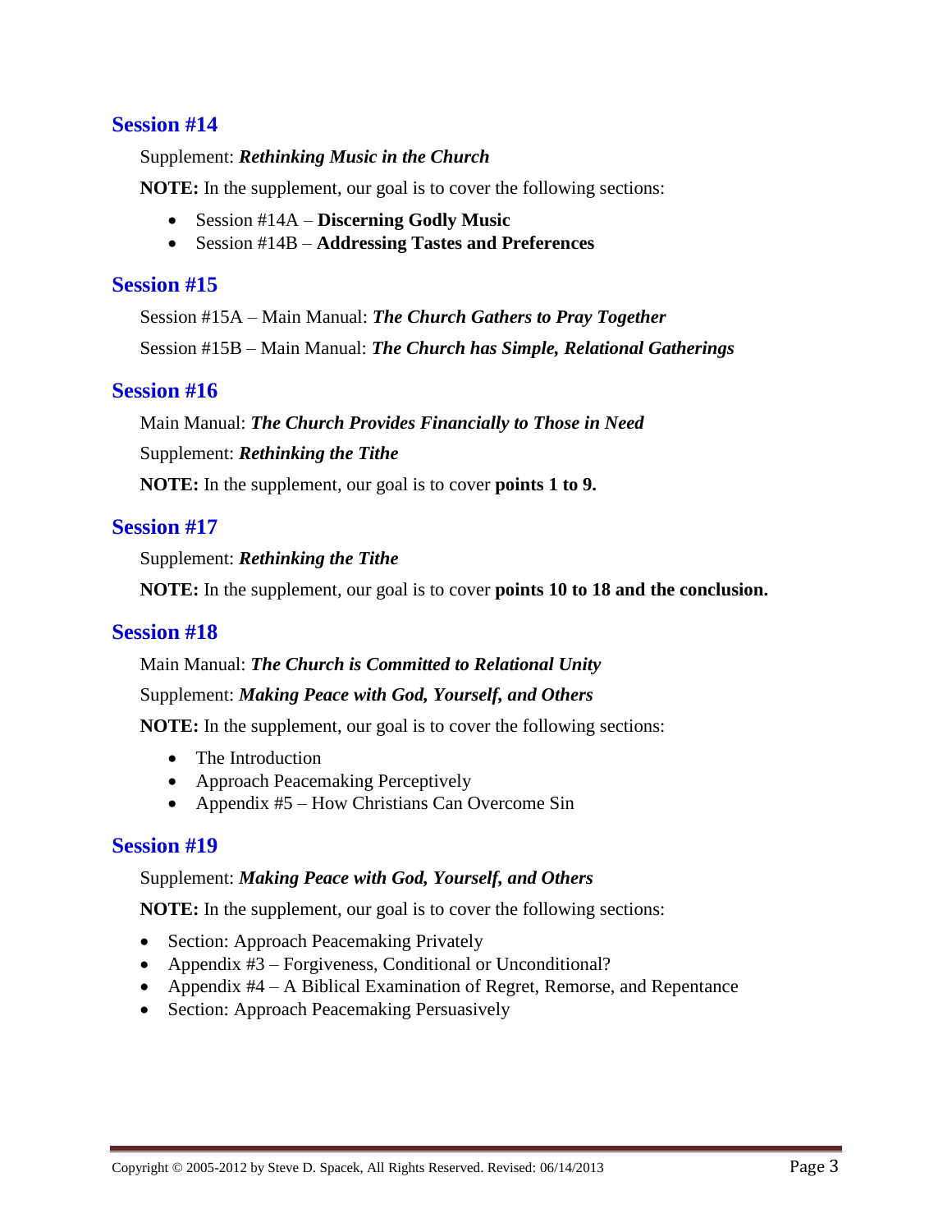## Session #14

Supplement: ***Rethinking Music in the Church***

**NOTE:** In the supplement, our goal is to cover the following sections:

- Session #14A – **Discerning Godly Music**
- Session #14B – **Addressing Tastes and Preferences**

## Session #15

Session #15A – Main Manual: ***The Church Gathers to Pray Together***

Session #15B – Main Manual: ***The Church has Simple, Relational Gatherings***

## Session #16

Main Manual: ***The Church Provides Financially to Those in Need***

Supplement: ***Rethinking the Tithe***

**NOTE:** In the supplement, our goal is to cover **points 1 to 9.**

## Session #17

Supplement: ***Rethinking the Tithe***

**NOTE:** In the supplement, our goal is to cover **points 10 to 18 and the conclusion.**

## Session #18

Main Manual: ***The Church is Committed to Relational Unity***

Supplement: ***Making Peace with God, Yourself, and Others***

**NOTE:** In the supplement, our goal is to cover the following sections:

- The Introduction
- Approach Peacemaking Perceptively
- Appendix #5 – How Christians Can Overcome Sin

## Session #19

Supplement: ***Making Peace with God, Yourself, and Others***

**NOTE:** In the supplement, our goal is to cover the following sections:

- Section: Approach Peacemaking Privately
- Appendix #3 – Forgiveness, Conditional or Unconditional?
- Appendix #4 – A Biblical Examination of Regret, Remorse, and Repentance
- Section: Approach Peacemaking Persuasively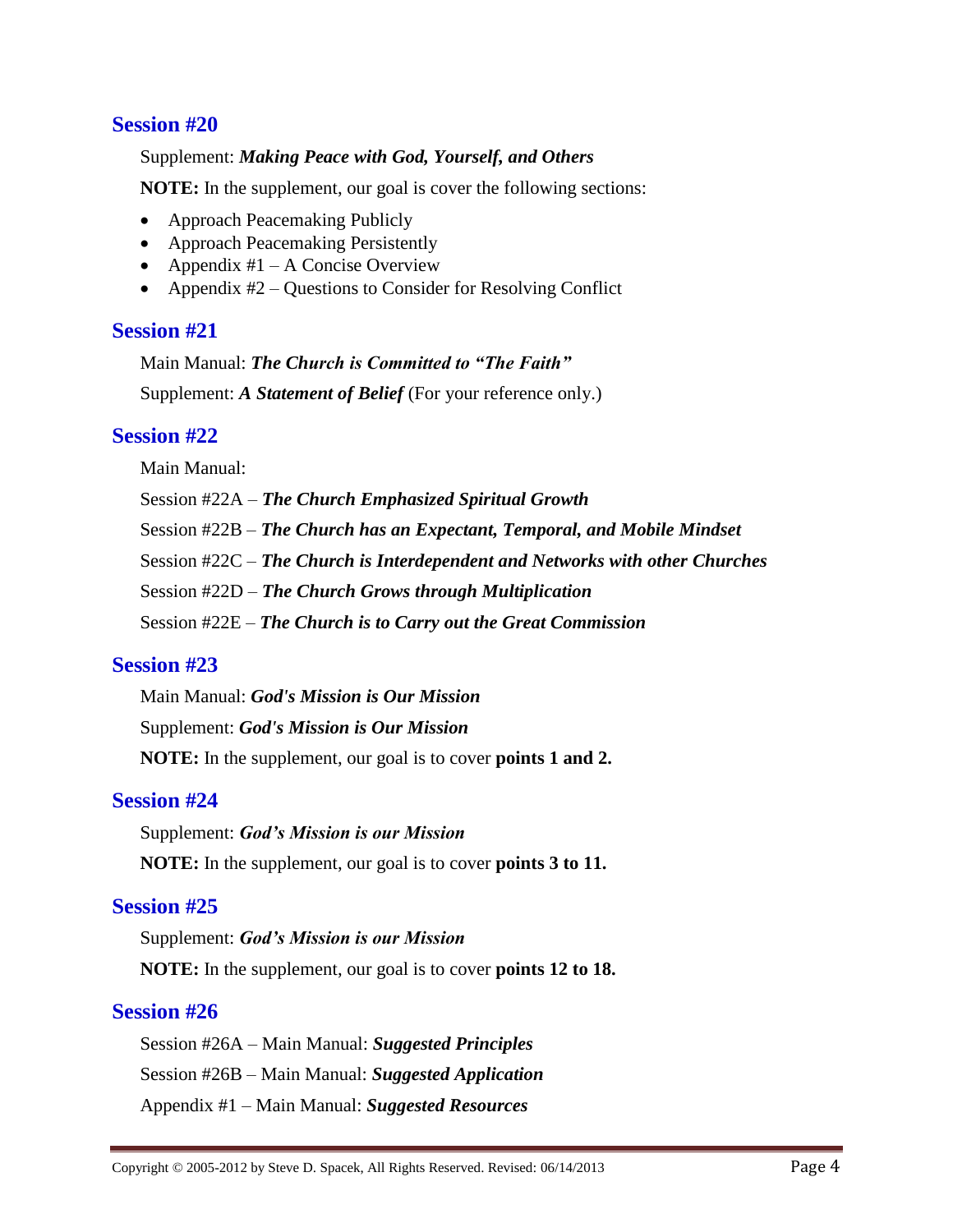## Session #20

Supplement: ***Making Peace with God, Yourself, and Others***

**NOTE:** In the supplement, our goal is cover the following sections:

- Approach Peacemaking Publicly
- Approach Peacemaking Persistently
- Appendix #1 – A Concise Overview
- Appendix #2 – Questions to Consider for Resolving Conflict

## Session #21

Main Manual: ***The Church is Committed to "The Faith"***

Supplement: ***A Statement of Belief*** (For your reference only.)

## Session #22

Main Manual:

Session #22A – ***The Church Emphasized Spiritual Growth***

Session #22B – ***The Church has an Expectant, Temporal, and Mobile Mindset***

Session #22C – ***The Church is Interdependent and Networks with other Churches***

Session #22D – ***The Church Grows through Multiplication***

Session #22E – ***The Church is to Carry out the Great Commission***

## Session #23

Main Manual: ***God's Mission is Our Mission***

Supplement: ***God's Mission is Our Mission***

**NOTE:** In the supplement, our goal is to cover **points 1 and 2.**

## Session #24

Supplement: ***God's Mission is our Mission***

**NOTE:** In the supplement, our goal is to cover **points 3 to 11.**

## Session #25

Supplement: ***God's Mission is our Mission***

**NOTE:** In the supplement, our goal is to cover **points 12 to 18.**

## Session #26

Session #26A – Main Manual: ***Suggested Principles***

Session #26B – Main Manual: ***Suggested Application***

Appendix #1 – Main Manual: ***Suggested Resources***